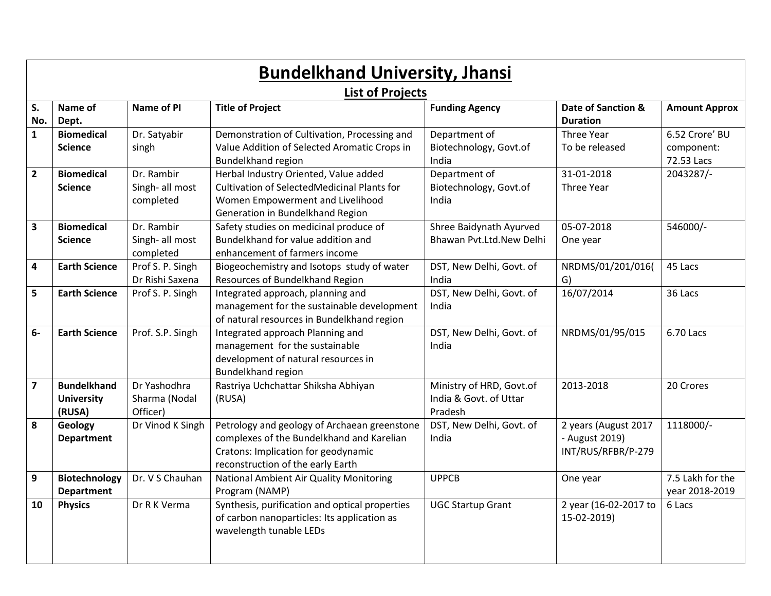# Bundelkhand University, Jhansi

## List of Projects

| S. No. | Name of Dept. | Name of PI | Title of Project | Funding Agency | Date of Sanction & Duration | Amount Approx |
|---|---|---|---|---|---|---|
| **1** | **Biomedical Science** | Dr. Satyabir singh | Demonstration of Cultivation, Processing and Value Addition of Selected Aromatic Crops in Bundelkhand region | Department of Biotechnology, Govt.of India | Three Year To be released | 6.52 Crore' BU component: 72.53 Lacs |
| **2** | **Biomedical Science** | Dr. Rambir Singh- all most completed | Herbal Industry Oriented, Value added Cultivation of SelectedMedicinal Plants for Women Empowerment and Livelihood Generation in Bundelkhand Region | Department of Biotechnology, Govt.of India | 31-01-2018 Three Year | 2043287/- |
| **3** | **Biomedical Science** | Dr. Rambir Singh- all most completed | Safety studies on medicinal produce of Bundelkhand for value addition and enhancement of farmers income | Shree Baidynath Ayurved Bhawan Pvt.Ltd.New Delhi | 05-07-2018 One year | 546000/- |
| **4** | **Earth Science** | Prof S. P. Singh Dr Rishi Saxena | Biogeochemistry and Isotops study of water Resources of Bundelkhand Region | DST, New Delhi, Govt. of India | NRDMS/01/201/016(G) | 45 Lacs |
| **5** | **Earth Science** | Prof S. P. Singh | Integrated approach, planning and management for the sustainable development of natural resources in Bundelkhand region | DST, New Delhi, Govt. of India | 16/07/2014 | 36 Lacs |
| **6-** | **Earth Science** | Prof. S.P. Singh | Integrated approach Planning and management for the sustainable development of natural resources in Bundelkhand region | DST, New Delhi, Govt. of India | NRDMS/01/95/015 | 6.70 Lacs |
| **7** | **Bundelkhand University (RUSA)** | Dr Yashodhra Sharma (Nodal Officer) | Rastriya Uchchattar Shiksha Abhiyan (RUSA) | Ministry of HRD, Govt.of India & Govt. of Uttar Pradesh | 2013-2018 | 20 Crores |
| **8** | **Geology Department** | Dr Vinod K Singh | Petrology and geology of Archaean greenstone complexes of the Bundelkhand and Karelian Cratons: Implication for geodynamic reconstruction of the early Earth | DST, New Delhi, Govt. of India | 2 years (August 2017 - August 2019) INT/RUS/RFBR/P-279 | 1118000/- |
| **9** | **Biotechnology Department** | Dr. V S Chauhan | National Ambient Air Quality Monitoring Program (NAMP) | UPPCB | One year | 7.5 Lakh for the year 2018-2019 |
| **10** | **Physics** | Dr R K Verma | Synthesis, purification and optical properties of carbon nanoparticles: Its application as wavelength tunable LEDs | UGC Startup Grant | 2 year (16-02-2017 to 15-02-2019) | 6 Lacs |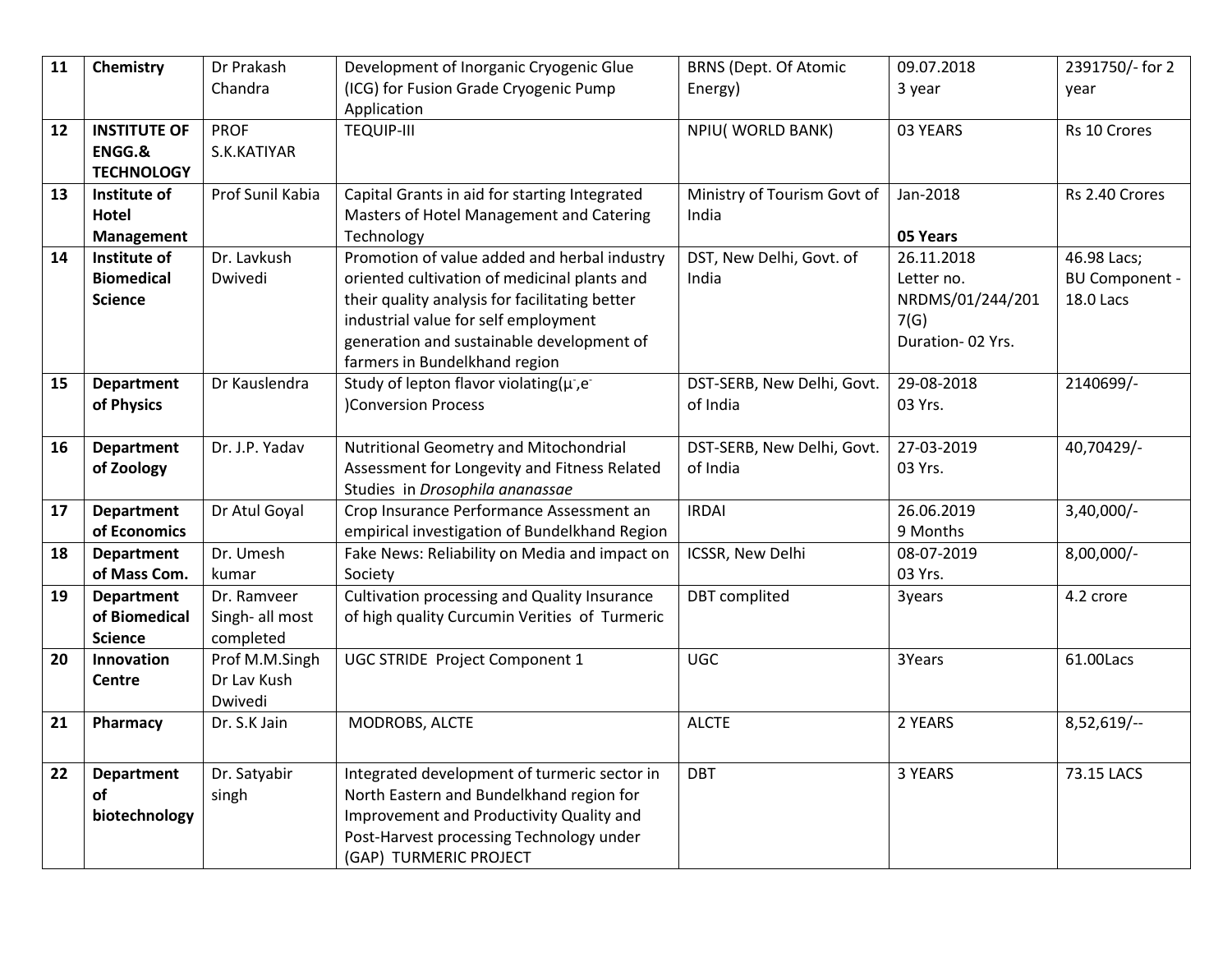| | | | | | | |
|---|---|---|---|---|---|---|
| 11 | **Chemistry** | Dr Prakash Chandra | Development of Inorganic Cryogenic Glue (ICG) for Fusion Grade Cryogenic Pump Application | BRNS (Dept. Of Atomic Energy) | 09.07.2018<br>3 year | 2391750/- for 2 year |
| 12 | **INSTITUTE OF ENGG.& TECHNOLOGY** | PROF S.K.KATIYAR | TEQUIP-III | NPIU( WORLD BANK) | 03 YEARS | Rs 10 Crores |
| 13 | **Institute of Hotel Management** | Prof Sunil Kabia | Capital Grants in aid for starting Integrated Masters of Hotel Management and Catering Technology | Ministry of Tourism Govt of India | Jan-2018<br><br>**05 Years** | Rs 2.40 Crores |
| 14 | **Institute of Biomedical Science** | Dr. Lavkush Dwivedi | Promotion of value added and herbal industry oriented cultivation of medicinal plants and their quality analysis for facilitating better industrial value for self employment generation and sustainable development of farmers in Bundelkhand region | DST, New Delhi, Govt. of India | 26.11.2018<br>Letter no. NRDMS/01/244/2017(G)<br>Duration- 02 Yrs. | 46.98 Lacs;<br>BU Component - 18.0 Lacs |
| 15 | **Department of Physics** | Dr Kauslendra | Study of lepton flavor violating($\mu^-$,$e^-$)Conversion Process | DST-SERB, New Delhi, Govt. of India | 29-08-2018<br>03 Yrs. | 2140699/- |
| 16 | **Department of Zoology** | Dr. J.P. Yadav | Nutritional Geometry and Mitochondrial Assessment for Longevity and Fitness Related Studies in *Drosophila ananassae* | DST-SERB, New Delhi, Govt. of India | 27-03-2019<br>03 Yrs. | 40,70429/- |
| 17 | **Department of Economics** | Dr Atul Goyal | Crop Insurance Performance Assessment an empirical investigation of Bundelkhand Region | IRDAI | 26.06.2019<br>9 Months | 3,40,000/- |
| 18 | **Department of Mass Com.** | Dr. Umesh kumar | Fake News: Reliability on Media and impact on Society | ICSSR, New Delhi | 08-07-2019<br>03 Yrs. | 8,00,000/- |
| 19 | **Department of Biomedical Science** | Dr. Ramveer Singh- all most completed | Cultivation processing and Quality Insurance of high quality Curcumin Verities of Turmeric | DBT complited | 3years | 4.2 crore |
| 20 | **Innovation Centre** | Prof M.M.Singh<br>Dr Lav Kush Dwivedi | UGC STRIDE Project Component 1 | UGC | 3Years | 61.00Lacs |
| 21 | **Pharmacy** | Dr. S.K Jain | MODROBS, ALCTE | ALCTE | 2 YEARS | 8,52,619/-- |
| 22 | **Department of biotechnology** | Dr. Satyabir singh | Integrated development of turmeric sector in North Eastern and Bundelkhand region for Improvement and Productivity Quality and Post-Harvest processing Technology under (GAP) TURMERIC PROJECT | DBT | 3 YEARS | 73.15 LACS |